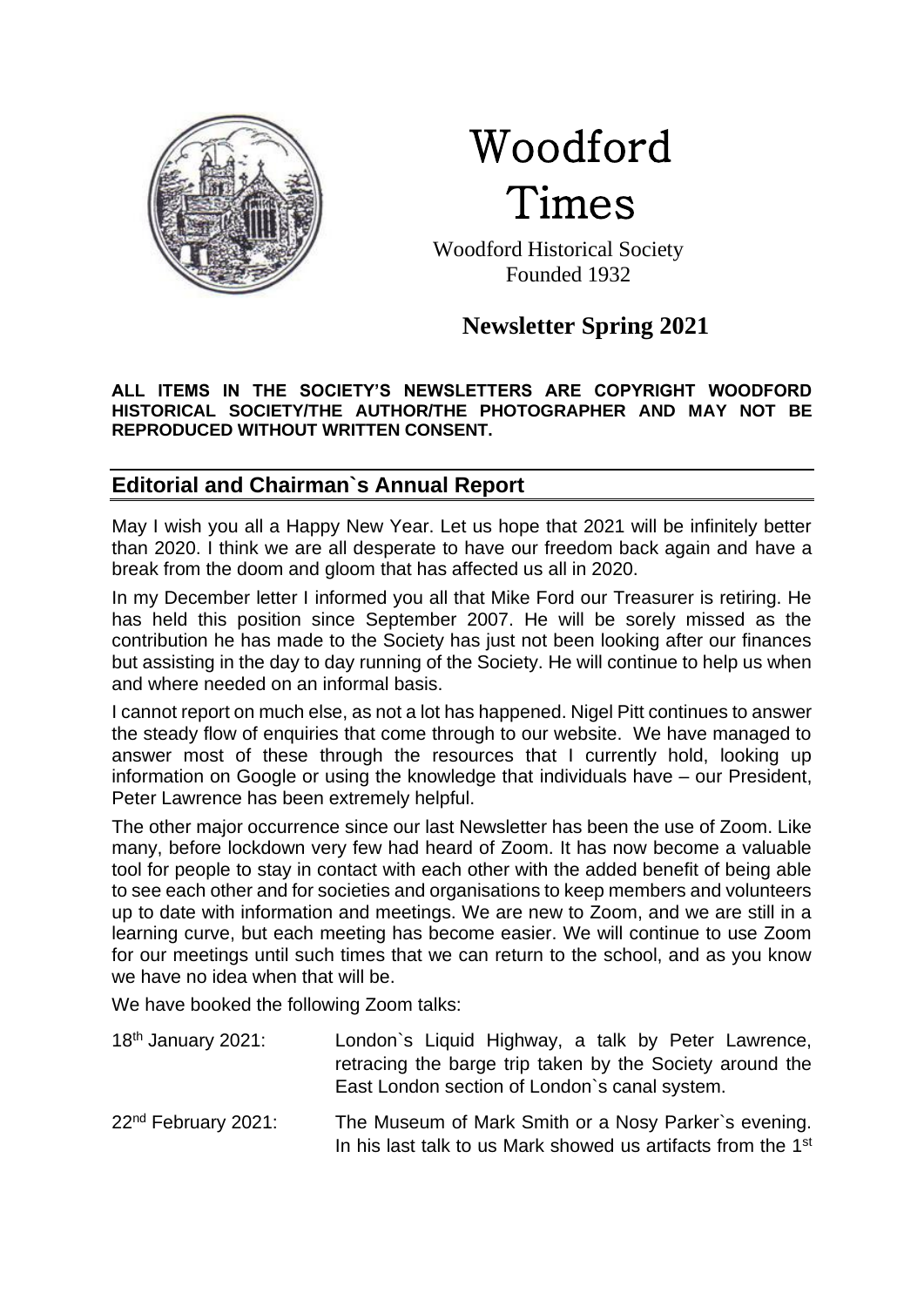# Woodford Times

Woodford Historical Society
Founded 1932

## Newsletter Spring 2021

**ALL ITEMS IN THE SOCIETY'S NEWSLETTERS ARE COPYRIGHT WOODFORD HISTORICAL SOCIETY/THE AUTHOR/THE PHOTOGRAPHER AND MAY NOT BE REPRODUCED WITHOUT WRITTEN CONSENT.**

## Editorial and Chairman`s Annual Report

May I wish you all a Happy New Year. Let us hope that 2021 will be infinitely better than 2020. I think we are all desperate to have our freedom back again and have a break from the doom and gloom that has affected us all in 2020.

In my December letter I informed you all that Mike Ford our Treasurer is retiring. He has held this position since September 2007. He will be sorely missed as the contribution he has made to the Society has just not been looking after our finances but assisting in the day to day running of the Society. He will continue to help us when and where needed on an informal basis.

I cannot report on much else, as not a lot has happened. Nigel Pitt continues to answer the steady flow of enquiries that come through to our website. We have managed to answer most of these through the resources that I currently hold, looking up information on Google or using the knowledge that individuals have – our President, Peter Lawrence has been extremely helpful.

The other major occurrence since our last Newsletter has been the use of Zoom. Like many, before lockdown very few had heard of Zoom. It has now become a valuable tool for people to stay in contact with each other with the added benefit of being able to see each other and for societies and organisations to keep members and volunteers up to date with information and meetings. We are new to Zoom, and we are still in a learning curve, but each meeting has become easier. We will continue to use Zoom for our meetings until such times that we can return to the school, and as you know we have no idea when that will be.

We have booked the following Zoom talks:

| | |
|---|---|
| 18th January 2021: | London`s Liquid Highway, a talk by Peter Lawrence, retracing the barge trip taken by the Society around the East London section of London`s canal system. |
| 22nd February 2021: | The Museum of Mark Smith or a Nosy Parker`s evening. In his last talk to us Mark showed us artifacts from the 1st |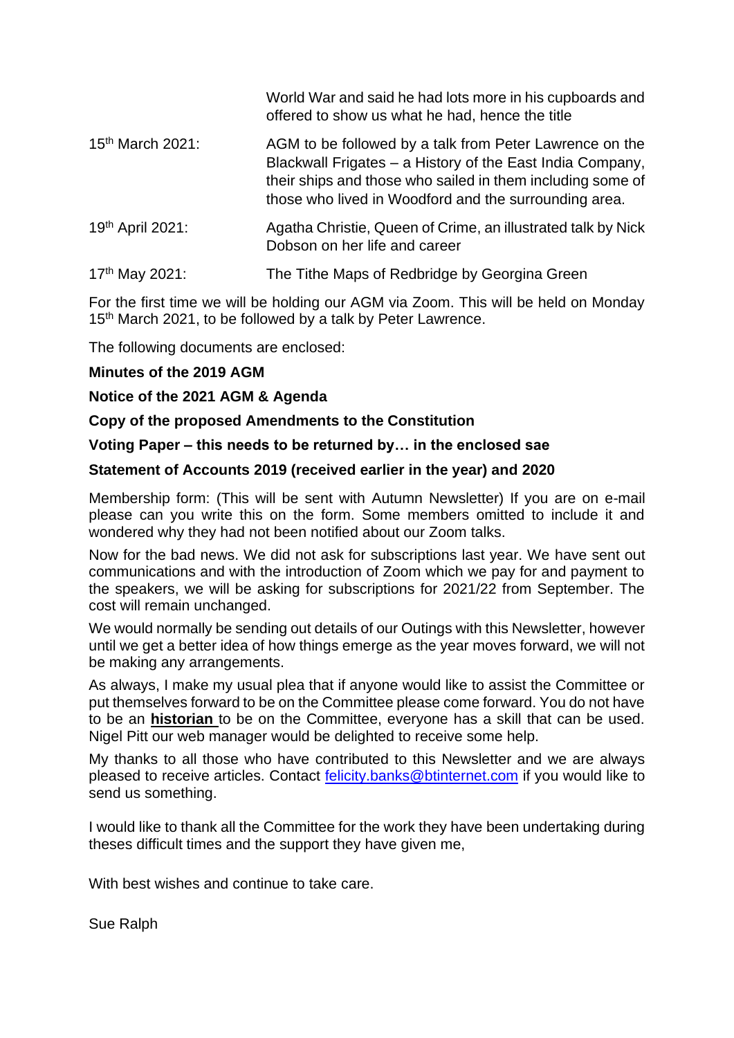| | |
|---|---|
| | World War and said he had lots more in his cupboards and offered to show us what he had, hence the title |
| 15th March 2021: | AGM to be followed by a talk from Peter Lawrence on the Blackwall Frigates – a History of the East India Company, their ships and those who sailed in them including some of those who lived in Woodford and the surrounding area. |
| 19th April 2021: | Agatha Christie, Queen of Crime, an illustrated talk by Nick Dobson on her life and career |
| 17th May 2021: | The Tithe Maps of Redbridge by Georgina Green |

For the first time we will be holding our AGM via Zoom. This will be held on Monday 15th March 2021, to be followed by a talk by Peter Lawrence.

The following documents are enclosed:

**Minutes of the 2019 AGM**

**Notice of the 2021 AGM & Agenda**

**Copy of the proposed Amendments to the Constitution**

**Voting Paper – this needs to be returned by… in the enclosed sae**

**Statement of Accounts 2019 (received earlier in the year) and 2020**

Membership form: (This will be sent with Autumn Newsletter) If you are on e-mail please can you write this on the form. Some members omitted to include it and wondered why they had not been notified about our Zoom talks.

Now for the bad news. We did not ask for subscriptions last year. We have sent out communications and with the introduction of Zoom which we pay for and payment to the speakers, we will be asking for subscriptions for 2021/22 from September. The cost will remain unchanged.

We would normally be sending out details of our Outings with this Newsletter, however until we get a better idea of how things emerge as the year moves forward, we will not be making any arrangements.

As always, I make my usual plea that if anyone would like to assist the Committee or put themselves forward to be on the Committee please come forward. You do not have to be an **historian** to be on the Committee, everyone has a skill that can be used. Nigel Pitt our web manager would be delighted to receive some help.

My thanks to all those who have contributed to this Newsletter and we are always pleased to receive articles. Contact felicity.banks@btinternet.com if you would like to send us something.

I would like to thank all the Committee for the work they have been undertaking during theses difficult times and the support they have given me,

With best wishes and continue to take care.

Sue Ralph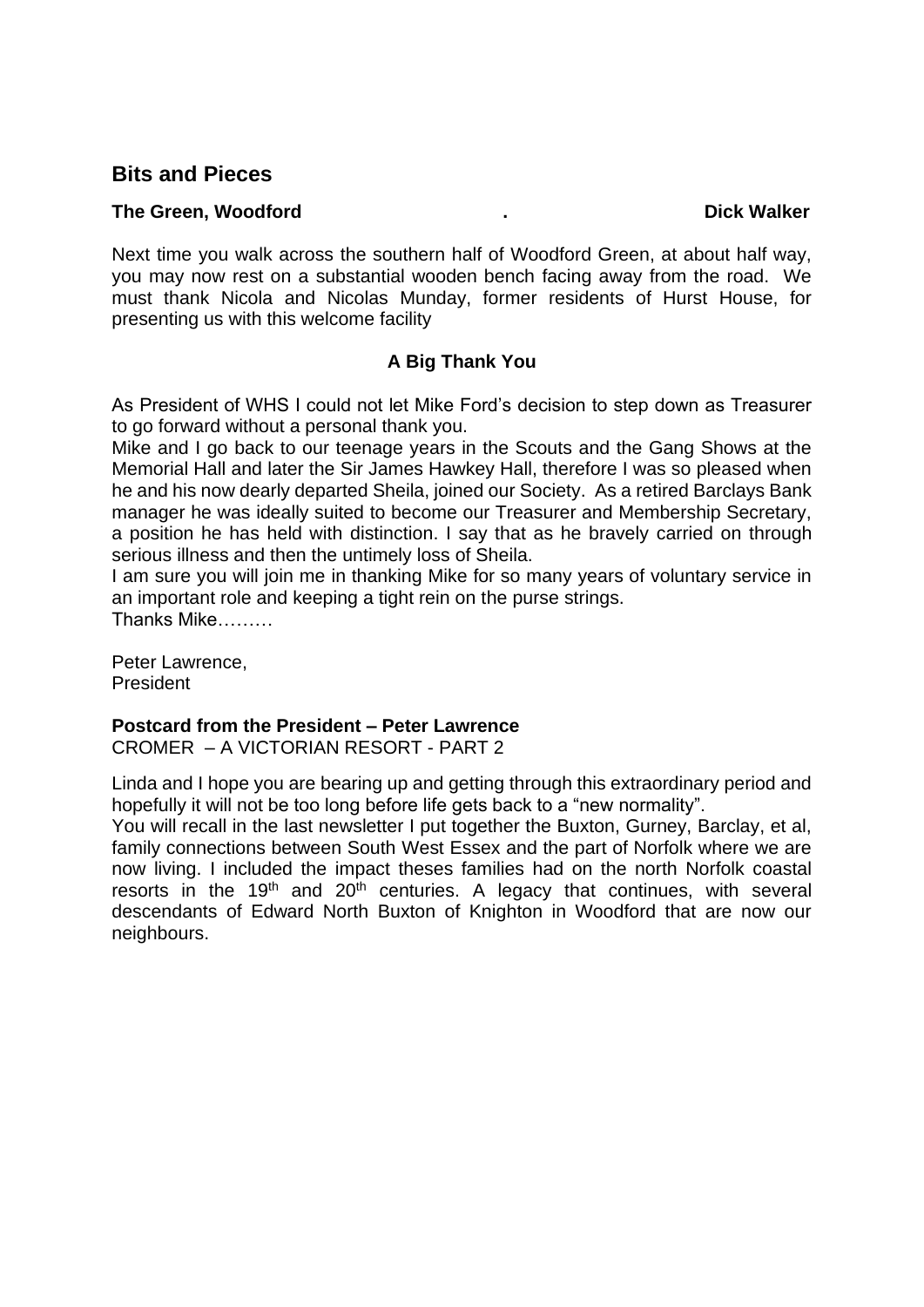## Bits and Pieces

**The Green, Woodford . Dick Walker**

Next time you walk across the southern half of Woodford Green, at about half way, you may now rest on a substantial wooden bench facing away from the road. We must thank Nicola and Nicolas Munday, former residents of Hurst House, for presenting us with this welcome facility

**A Big Thank You**

As President of WHS I could not let Mike Ford's decision to step down as Treasurer to go forward without a personal thank you.

Mike and I go back to our teenage years in the Scouts and the Gang Shows at the Memorial Hall and later the Sir James Hawkey Hall, therefore I was so pleased when he and his now dearly departed Sheila, joined our Society. As a retired Barclays Bank manager he was ideally suited to become our Treasurer and Membership Secretary, a position he has held with distinction. I say that as he bravely carried on through serious illness and then the untimely loss of Sheila.

I am sure you will join me in thanking Mike for so many years of voluntary service in an important role and keeping a tight rein on the purse strings.

Thanks Mike………

Peter Lawrence,
President

**Postcard from the President – Peter Lawrence**
CROMER – A VICTORIAN RESORT - PART 2

Linda and I hope you are bearing up and getting through this extraordinary period and hopefully it will not be too long before life gets back to a "new normality".

You will recall in the last newsletter I put together the Buxton, Gurney, Barclay, et al, family connections between South West Essex and the part of Norfolk where we are now living. I included the impact theses families had on the north Norfolk coastal resorts in the 19th and 20th centuries. A legacy that continues, with several descendants of Edward North Buxton of Knighton in Woodford that are now our neighbours.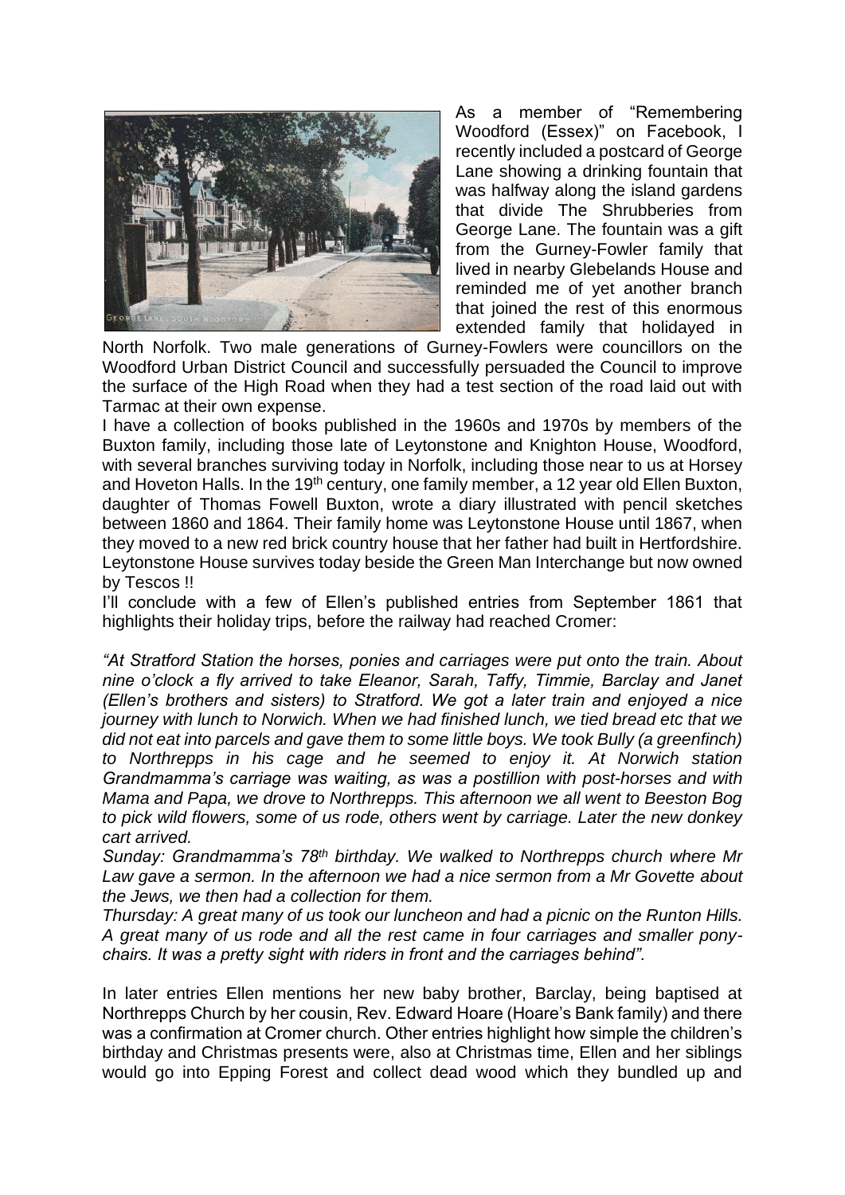As a member of "Remembering Woodford (Essex)" on Facebook, I recently included a postcard of George Lane showing a drinking fountain that was halfway along the island gardens that divide The Shrubberies from George Lane. The fountain was a gift from the Gurney-Fowler family that lived in nearby Glebelands House and reminded me of yet another branch that joined the rest of this enormous extended family that holidayed in North Norfolk. Two male generations of Gurney-Fowlers were councillors on the Woodford Urban District Council and successfully persuaded the Council to improve the surface of the High Road when they had a test section of the road laid out with Tarmac at their own expense.

I have a collection of books published in the 1960s and 1970s by members of the Buxton family, including those late of Leytonstone and Knighton House, Woodford, with several branches surviving today in Norfolk, including those near to us at Horsey and Hoveton Halls. In the 19th century, one family member, a 12 year old Ellen Buxton, daughter of Thomas Fowell Buxton, wrote a diary illustrated with pencil sketches between 1860 and 1864. Their family home was Leytonstone House until 1867, when they moved to a new red brick country house that her father had built in Hertfordshire. Leytonstone House survives today beside the Green Man Interchange but now owned by Tescos !!

I'll conclude with a few of Ellen's published entries from September 1861 that highlights their holiday trips, before the railway had reached Cromer:

*"At Stratford Station the horses, ponies and carriages were put onto the train. About nine o'clock a fly arrived to take Eleanor, Sarah, Taffy, Timmie, Barclay and Janet (Ellen's brothers and sisters) to Stratford. We got a later train and enjoyed a nice journey with lunch to Norwich. When we had finished lunch, we tied bread etc that we did not eat into parcels and gave them to some little boys. We took Bully (a greenfinch) to Northrepps in his cage and he seemed to enjoy it. At Norwich station Grandmamma's carriage was waiting, as was a postillion with post-horses and with Mama and Papa, we drove to Northrepps. This afternoon we all went to Beeston Bog to pick wild flowers, some of us rode, others went by carriage. Later the new donkey cart arrived.*

*Sunday: Grandmamma's 78th birthday. We walked to Northrepps church where Mr Law gave a sermon. In the afternoon we had a nice sermon from a Mr Govette about the Jews, we then had a collection for them.*

*Thursday: A great many of us took our luncheon and had a picnic on the Runton Hills. A great many of us rode and all the rest came in four carriages and smaller pony-chairs. It was a pretty sight with riders in front and the carriages behind".*

In later entries Ellen mentions her new baby brother, Barclay, being baptised at Northrepps Church by her cousin, Rev. Edward Hoare (Hoare's Bank family) and there was a confirmation at Cromer church. Other entries highlight how simple the children's birthday and Christmas presents were, also at Christmas time, Ellen and her siblings would go into Epping Forest and collect dead wood which they bundled up and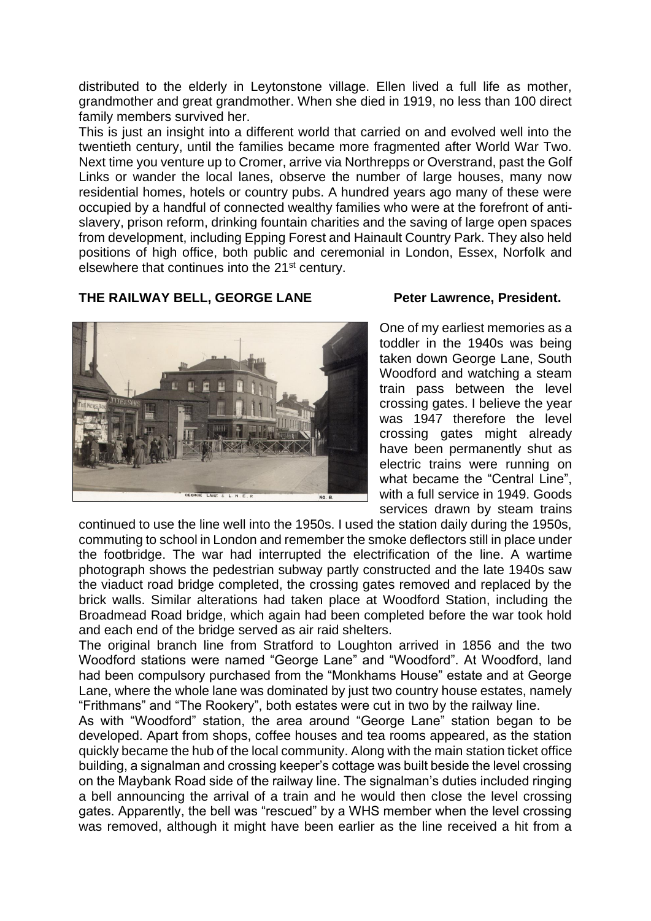distributed to the elderly in Leytonstone village. Ellen lived a full life as mother, grandmother and great grandmother. When she died in 1919, no less than 100 direct family members survived her.

This is just an insight into a different world that carried on and evolved well into the twentieth century, until the families became more fragmented after World War Two. Next time you venture up to Cromer, arrive via Northrepps or Overstrand, past the Golf Links or wander the local lanes, observe the number of large houses, many now residential homes, hotels or country pubs. A hundred years ago many of these were occupied by a handful of connected wealthy families who were at the forefront of anti-slavery, prison reform, drinking fountain charities and the saving of large open spaces from development, including Epping Forest and Hainault Country Park. They also held positions of high office, both public and ceremonial in London, Essex, Norfolk and elsewhere that continues into the 21st century.

## THE RAILWAY BELL, GEORGE LANE

**Peter Lawrence, President.**

One of my earliest memories as a toddler in the 1940s was being taken down George Lane, South Woodford and watching a steam train pass between the level crossing gates. I believe the year was 1947 therefore the level crossing gates might already have been permanently shut as electric trains were running on what became the "Central Line", with a full service in 1949. Goods services drawn by steam trains continued to use the line well into the 1950s. I used the station daily during the 1950s, commuting to school in London and remember the smoke deflectors still in place under the footbridge. The war had interrupted the electrification of the line. A wartime photograph shows the pedestrian subway partly constructed and the late 1940s saw the viaduct road bridge completed, the crossing gates removed and replaced by the brick walls. Similar alterations had taken place at Woodford Station, including the Broadmead Road bridge, which again had been completed before the war took hold and each end of the bridge served as air raid shelters.

The original branch line from Stratford to Loughton arrived in 1856 and the two Woodford stations were named "George Lane" and "Woodford". At Woodford, land had been compulsory purchased from the "Monkhams House" estate and at George Lane, where the whole lane was dominated by just two country house estates, namely "Frithmans" and "The Rookery", both estates were cut in two by the railway line.

As with "Woodford" station, the area around "George Lane" station began to be developed. Apart from shops, coffee houses and tea rooms appeared, as the station quickly became the hub of the local community. Along with the main station ticket office building, a signalman and crossing keeper's cottage was built beside the level crossing on the Maybank Road side of the railway line. The signalman's duties included ringing a bell announcing the arrival of a train and he would then close the level crossing gates. Apparently, the bell was "rescued" by a WHS member when the level crossing was removed, although it might have been earlier as the line received a hit from a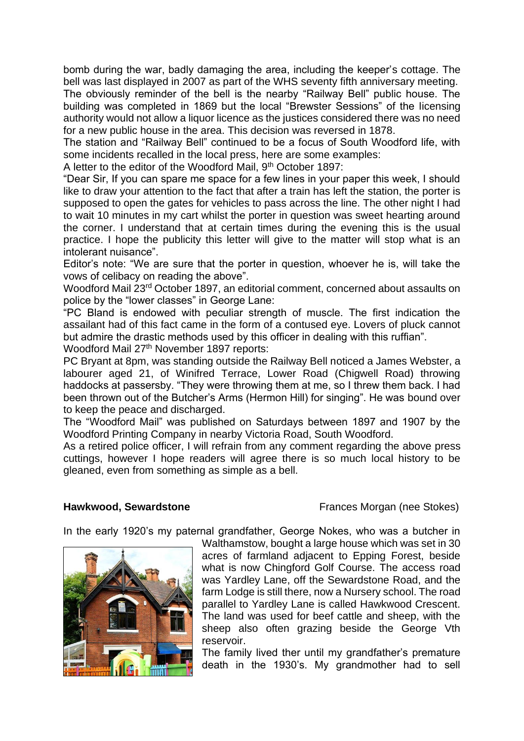bomb during the war, badly damaging the area, including the keeper's cottage. The bell was last displayed in 2007 as part of the WHS seventy fifth anniversary meeting.

The obviously reminder of the bell is the nearby "Railway Bell" public house. The building was completed in 1869 but the local "Brewster Sessions" of the licensing authority would not allow a liquor licence as the justices considered there was no need for a new public house in the area. This decision was reversed in 1878.

The station and "Railway Bell" continued to be a focus of South Woodford life, with some incidents recalled in the local press, here are some examples:

A letter to the editor of the Woodford Mail, 9th October 1897:

"Dear Sir, If you can spare me space for a few lines in your paper this week, I should like to draw your attention to the fact that after a train has left the station, the porter is supposed to open the gates for vehicles to pass across the line. The other night I had to wait 10 minutes in my cart whilst the porter in question was sweet hearting around the corner. I understand that at certain times during the evening this is the usual practice. I hope the publicity this letter will give to the matter will stop what is an intolerant nuisance".

Editor's note: "We are sure that the porter in question, whoever he is, will take the vows of celibacy on reading the above".

Woodford Mail 23rd October 1897, an editorial comment, concerned about assaults on police by the "lower classes" in George Lane:

"PC Bland is endowed with peculiar strength of muscle. The first indication the assailant had of this fact came in the form of a contused eye. Lovers of pluck cannot but admire the drastic methods used by this officer in dealing with this ruffian".

Woodford Mail 27th November 1897 reports:

PC Bryant at 8pm, was standing outside the Railway Bell noticed a James Webster, a labourer aged 21, of Winifred Terrace, Lower Road (Chigwell Road) throwing haddocks at passersby. "They were throwing them at me, so I threw them back. I had been thrown out of the Butcher's Arms (Hermon Hill) for singing". He was bound over to keep the peace and discharged.

The "Woodford Mail" was published on Saturdays between 1897 and 1907 by the Woodford Printing Company in nearby Victoria Road, South Woodford.

As a retired police officer, I will refrain from any comment regarding the above press cuttings, however I hope readers will agree there is so much local history to be gleaned, even from something as simple as a bell.

**Hawkwood, Sewardstone** — Frances Morgan (nee Stokes)

In the early 1920's my paternal grandfather, George Nokes, who was a butcher in Walthamstow, bought a large house which was set in 30 acres of farmland adjacent to Epping Forest, beside what is now Chingford Golf Course. The access road was Yardley Lane, off the Sewardstone Road, and the farm Lodge is still there, now a Nursery school. The road parallel to Yardley Lane is called Hawkwood Crescent. The land was used for beef cattle and sheep, with the sheep also often grazing beside the George Vth reservoir.

The family lived ther until my grandfather's premature death in the 1930's. My grandmother had to sell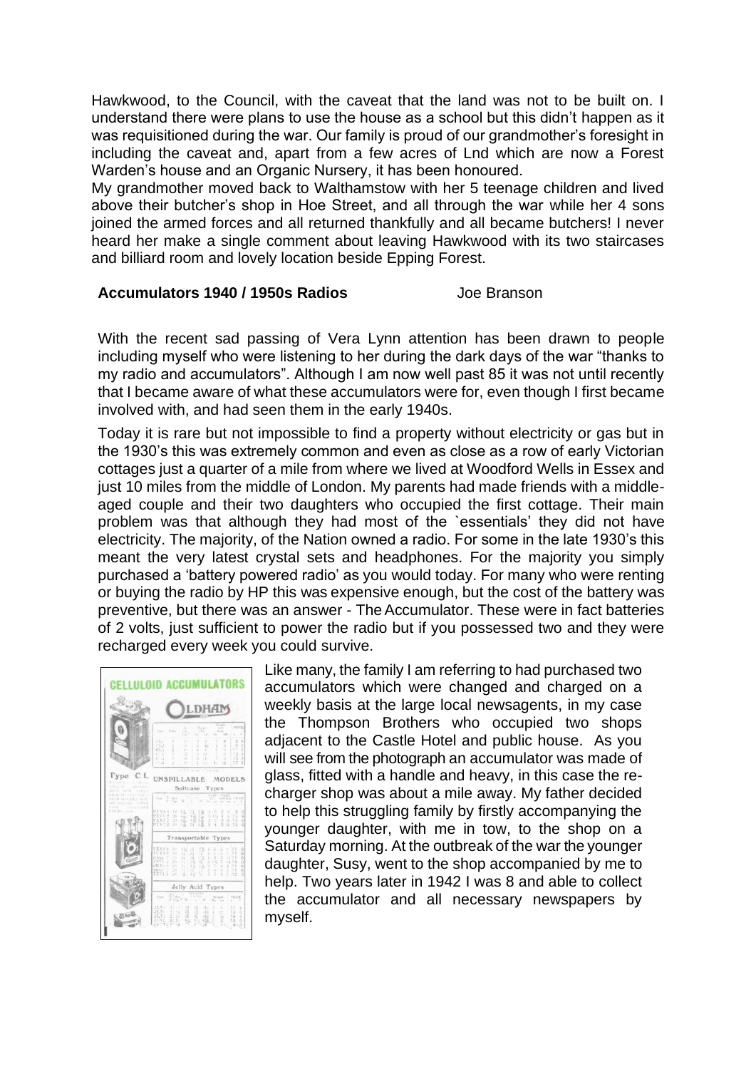Hawkwood, to the Council, with the caveat that the land was not to be built on. I understand there were plans to use the house as a school but this didn't happen as it was requisitioned during the war. Our family is proud of our grandmother's foresight in including the caveat and, apart from a few acres of Lnd which are now a Forest Warden's house and an Organic Nursery, it has been honoured.

My grandmother moved back to Walthamstow with her 5 teenage children and lived above their butcher's shop in Hoe Street, and all through the war while her 4 sons joined the armed forces and all returned thankfully and all became butchers! I never heard her make a single comment about leaving Hawkwood with its two staircases and billiard room and lovely location beside Epping Forest.

**Accumulators 1940 / 1950s Radios** Joe Branson

With the recent sad passing of Vera Lynn attention has been drawn to people including myself who were listening to her during the dark days of the war "thanks to my radio and accumulators". Although I am now well past 85 it was not until recently that I became aware of what these accumulators were for, even though I first became involved with, and had seen them in the early 1940s.

Today it is rare but not impossible to find a property without electricity or gas but in the 1930's this was extremely common and even as close as a row of early Victorian cottages just a quarter of a mile from where we lived at Woodford Wells in Essex and just 10 miles from the middle of London. My parents had made friends with a middle-aged couple and their two daughters who occupied the first cottage. Their main problem was that although they had most of the `essentials' they did not have electricity. The majority, of the Nation owned a radio. For some in the late 1930's this meant the very latest crystal sets and headphones. For the majority you simply purchased a 'battery powered radio' as you would today. For many who were renting or buying the radio by HP this was expensive enough, but the cost of the battery was preventive, but there was an answer - The Accumulator. These were in fact batteries of 2 volts, just sufficient to power the radio but if you possessed two and they were recharged every week you could survive.

Like many, the family I am referring to had purchased two accumulators which were changed and charged on a weekly basis at the large local newsagents, in my case the Thompson Brothers who occupied two shops adjacent to the Castle Hotel and public house. As you will see from the photograph an accumulator was made of glass, fitted with a handle and heavy, in this case the re-charger shop was about a mile away. My father decided to help this struggling family by firstly accompanying the younger daughter, with me in tow, to the shop on a Saturday morning. At the outbreak of the war the younger daughter, Susy, went to the shop accompanied by me to help. Two years later in 1942 I was 8 and able to collect the accumulator and all necessary newspapers by myself.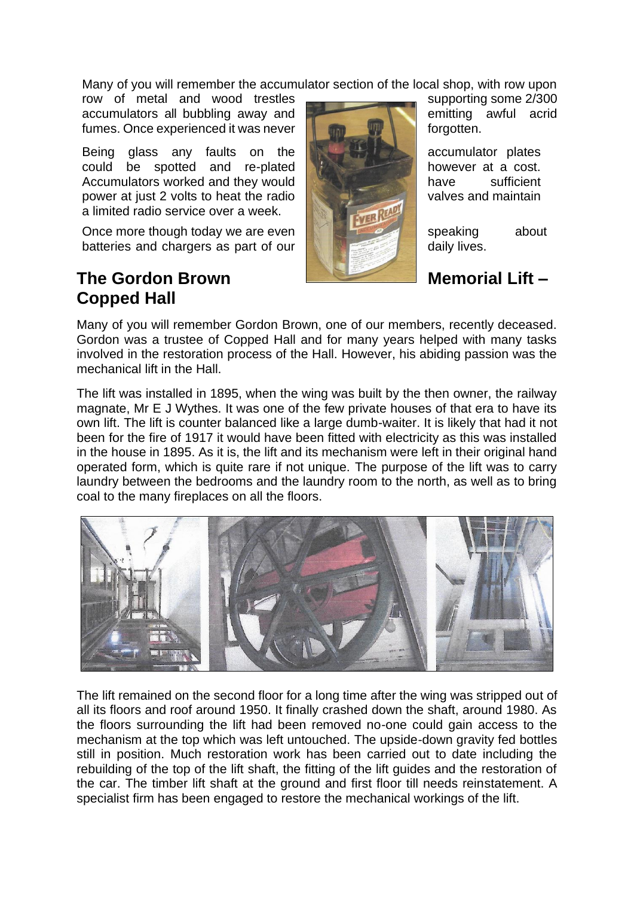Many of you will remember the accumulator section of the local shop, with row upon row of metal and wood trestles supporting some 2/300 accumulators all bubbling away and emitting awful acrid fumes. Once experienced it was never forgotten.

Being glass any faults on the accumulator plates could be spotted and re-plated however at a cost. Accumulators worked and they would have sufficient power at just 2 volts to heat the radio valves and maintain a limited radio service over a week.

Once more though today we are even speaking about batteries and chargers as part of our daily lives.

## The Gordon Brown Memorial Lift – Copped Hall

Many of you will remember Gordon Brown, one of our members, recently deceased. Gordon was a trustee of Copped Hall and for many years helped with many tasks involved in the restoration process of the Hall. However, his abiding passion was the mechanical lift in the Hall.

The lift was installed in 1895, when the wing was built by the then owner, the railway magnate, Mr E J Wythes. It was one of the few private houses of that era to have its own lift. The lift is counter balanced like a large dumb-waiter. It is likely that had it not been for the fire of 1917 it would have been fitted with electricity as this was installed in the house in 1895. As it is, the lift and its mechanism were left in their original hand operated form, which is quite rare if not unique. The purpose of the lift was to carry laundry between the bedrooms and the laundry room to the north, as well as to bring coal to the many fireplaces on all the floors.

The lift remained on the second floor for a long time after the wing was stripped out of all its floors and roof around 1950. It finally crashed down the shaft, around 1980. As the floors surrounding the lift had been removed no-one could gain access to the mechanism at the top which was left untouched. The upside-down gravity fed bottles still in position. Much restoration work has been carried out to date including the rebuilding of the top of the lift shaft, the fitting of the lift guides and the restoration of the car. The timber lift shaft at the ground and first floor till needs reinstatement. A specialist firm has been engaged to restore the mechanical workings of the lift.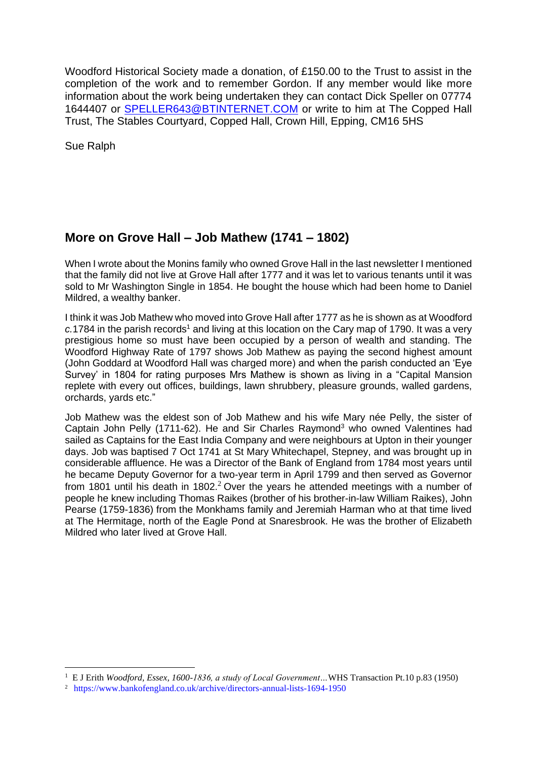Woodford Historical Society made a donation, of £150.00 to the Trust to assist in the completion of the work and to remember Gordon. If any member would like more information about the work being undertaken they can contact Dick Speller on 07774 1644407 or SPELLER643@BTINTERNET.COM or write to him at The Copped Hall Trust, The Stables Courtyard, Copped Hall, Crown Hill, Epping, CM16 5HS

Sue Ralph

## More on Grove Hall – Job Mathew (1741 – 1802)

When I wrote about the Monins family who owned Grove Hall in the last newsletter I mentioned that the family did not live at Grove Hall after 1777 and it was let to various tenants until it was sold to Mr Washington Single in 1854. He bought the house which had been home to Daniel Mildred, a wealthy banker.

I think it was Job Mathew who moved into Grove Hall after 1777 as he is shown as at Woodford *c.*1784 in the parish records[1] and living at this location on the Cary map of 1790. It was a very prestigious home so must have been occupied by a person of wealth and standing. The Woodford Highway Rate of 1797 shows Job Mathew as paying the second highest amount (John Goddard at Woodford Hall was charged more) and when the parish conducted an 'Eye Survey' in 1804 for rating purposes Mrs Mathew is shown as living in a "Capital Mansion replete with every out offices, buildings, lawn shrubbery, pleasure grounds, walled gardens, orchards, yards etc."

Job Mathew was the eldest son of Job Mathew and his wife Mary née Pelly, the sister of Captain John Pelly (1711-62). He and Sir Charles Raymond[3] who owned Valentines had sailed as Captains for the East India Company and were neighbours at Upton in their younger days. Job was baptised 7 Oct 1741 at St Mary Whitechapel, Stepney, and was brought up in considerable affluence. He was a Director of the Bank of England from 1784 most years until he became Deputy Governor for a two-year term in April 1799 and then served as Governor from 1801 until his death in 1802.[2] Over the years he attended meetings with a number of people he knew including Thomas Raikes (brother of his brother-in-law William Raikes), John Pearse (1759-1836) from the Monkhams family and Jeremiah Harman who at that time lived at The Hermitage, north of the Eagle Pond at Snaresbrook. He was the brother of Elizabeth Mildred who later lived at Grove Hall.

---

[1] E J Erith *Woodford, Essex, 1600-1836, a study of Local Government…* WHS Transaction Pt.10 p.83 (1950)

[2] https://www.bankofengland.co.uk/archive/directors-annual-lists-1694-1950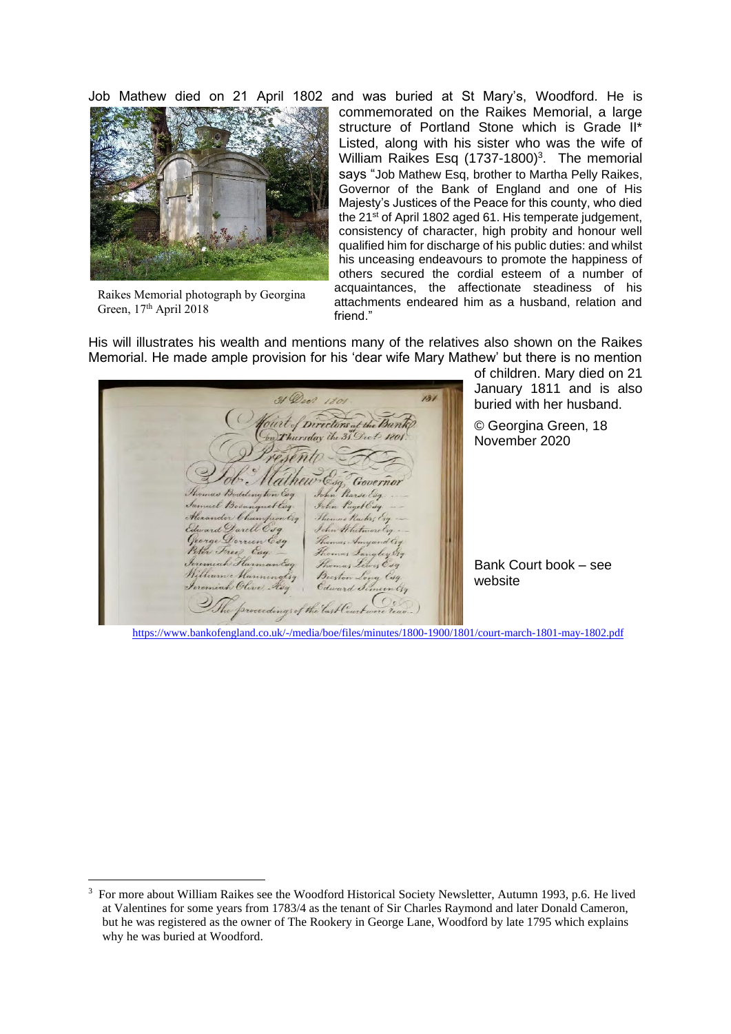Job Mathew died on 21 April 1802 and was buried at St Mary's, Woodford. He is commemorated on the Raikes Memorial, a large structure of Portland Stone which is Grade II* Listed, along with his sister who was the wife of William Raikes Esq (1737-1800)[3]. The memorial says "Job Mathew Esq, brother to Martha Pelly Raikes, Governor of the Bank of England and one of His Majesty's Justices of the Peace for this county, who died the 21st of April 1802 aged 61. His temperate judgement, consistency of character, high probity and honour well qualified him for discharge of his public duties: and whilst his unceasing endeavours to promote the happiness of others secured the cordial esteem of a number of acquaintances, the affectionate steadiness of his attachments endeared him as a husband, relation and friend."

Raikes Memorial photograph by Georgina Green, 17th April 2018

His will illustrates his wealth and mentions many of the relatives also shown on the Raikes Memorial. He made ample provision for his 'dear wife Mary Mathew' but there is no mention of children. Mary died on 21 January 1811 and is also buried with her husband.

© Georgina Green, 18 November 2020

Bank Court book – see website

https://www.bankofengland.co.uk/-/media/boe/files/minutes/1800-1900/1801/court-march-1801-may-1802.pdf

---

[3] For more about William Raikes see the Woodford Historical Society Newsletter, Autumn 1993, p.6. He lived at Valentines for some years from 1783/4 as the tenant of Sir Charles Raymond and later Donald Cameron, but he was registered as the owner of The Rookery in George Lane, Woodford by late 1795 which explains why he was buried at Woodford.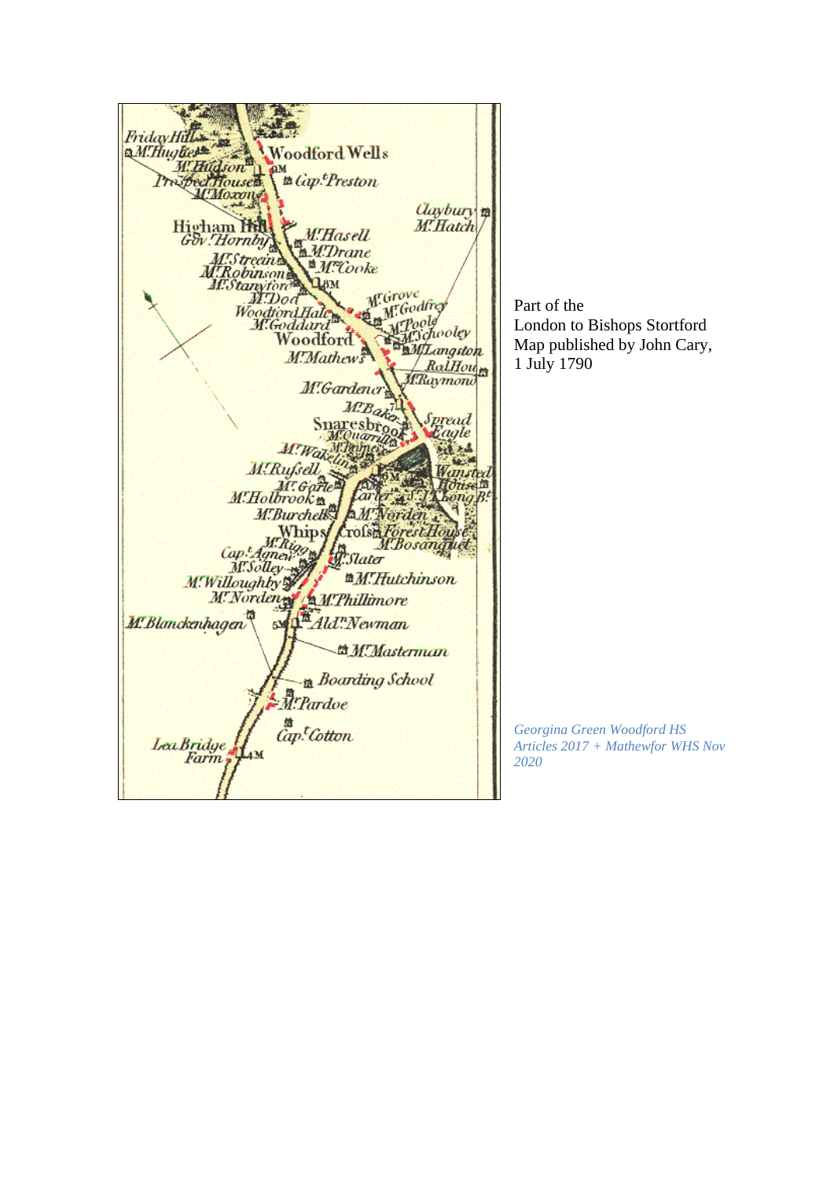Part of the
London to Bishops Stortford
Map published by John Cary,
1 July 1790

*Georgina Green Woodford HS Articles 2017 + Mathewfor WHS Nov 2020*